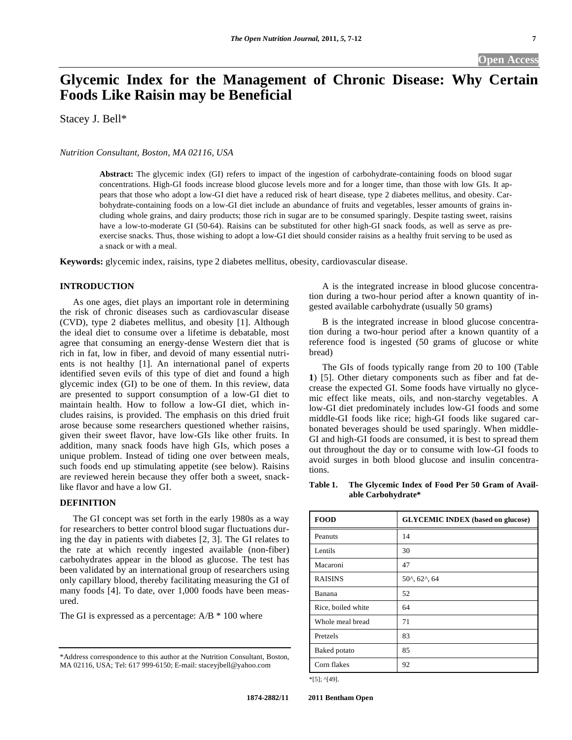# Glycemic Index for the Management of Chronic Disease: Why Certain Foods Like Raisin may be Beneficial

Stacey J. Bell*

*Nutrition Consultant, Boston, MA 02116, USA*

**Abstract:** The glycemic index (GI) refers to impact of the ingestion of carbohydrate-containing foods on blood sugar concentrations. High-GI foods increase blood glucose levels more and for a longer time, than those with low GIs. It appears that those who adopt a low-GI diet have a reduced risk of heart disease, type 2 diabetes mellitus, and obesity. Carbohydrate-containing foods on a low-GI diet include an abundance of fruits and vegetables, lesser amounts of grains including whole grains, and dairy products; those rich in sugar are to be consumed sparingly. Despite tasting sweet, raisins have a low-to-moderate GI (50-64). Raisins can be substituted for other high-GI snack foods, as well as serve as pre-exercise snacks. Thus, those wishing to adopt a low-GI diet should consider raisins as a healthy fruit serving to be used as a snack or with a meal.

**Keywords:** glycemic index, raisins, type 2 diabetes mellitus, obesity, cardiovascular disease.

## INTRODUCTION

As one ages, diet plays an important role in determining the risk of chronic diseases such as cardiovascular disease (CVD), type 2 diabetes mellitus, and obesity [1]. Although the ideal diet to consume over a lifetime is debatable, most agree that consuming an energy-dense Western diet that is rich in fat, low in fiber, and devoid of many essential nutrients is not healthy [1]. An international panel of experts identified seven evils of this type of diet and found a high glycemic index (GI) to be one of them. In this review, data are presented to support consumption of a low-GI diet to maintain health. How to follow a low-GI diet, which includes raisins, is provided. The emphasis on this dried fruit arose because some researchers questioned whether raisins, given their sweet flavor, have low-GIs like other fruits. In addition, many snack foods have high GIs, which poses a unique problem. Instead of tiding one over between meals, such foods end up stimulating appetite (see below). Raisins are reviewed herein because they offer both a sweet, snack-like flavor and have a low GI.

## DEFINITION

The GI concept was set forth in the early 1980s as a way for researchers to better control blood sugar fluctuations during the day in patients with diabetes [2, 3]. The GI relates to the rate at which recently ingested available (non-fiber) carbohydrates appear in the blood as glucose. The test has been validated by an international group of researchers using only capillary blood, thereby facilitating measuring the GI of many foods [4]. To date, over 1,000 foods have been measured.

The GI is expressed as a percentage: $A/B * 100$ where

A is the integrated increase in blood glucose concentration during a two-hour period after a known quantity of ingested available carbohydrate (usually 50 grams)

B is the integrated increase in blood glucose concentration during a two-hour period after a known quantity of a reference food is ingested (50 grams of glucose or white bread)

The GIs of foods typically range from 20 to 100 (Table **1**) [5]. Other dietary components such as fiber and fat decrease the expected GI. Some foods have virtually no glycemic effect like meats, oils, and non-starchy vegetables. A low-GI diet predominately includes low-GI foods and some middle-GI foods like rice; high-GI foods like sugared carbonated beverages should be used sparingly. When middle-GI and high-GI foods are consumed, it is best to spread them out throughout the day or to consume with low-GI foods to avoid surges in both blood glucose and insulin concentrations.

**Table 1. The Glycemic Index of Food Per 50 Gram of Available Carbohydrate***

| FOOD | GLYCEMIC INDEX (based on glucose) |
|---|---|
| Peanuts | 14 |
| Lentils | 30 |
| Macaroni | 47 |
| RAISINS | 50^, 62^, 64 |
| Banana | 52 |
| Rice, boiled white | 64 |
| Whole meal bread | 71 |
| Pretzels | 83 |
| Baked potato | 85 |
| Corn flakes | 92 |

*[5]; ^[49].

*Address correspondence to this author at the Nutrition Consultant, Boston, MA 02116, USA; Tel: 617 999-6150; E-mail: staceyjbell@yahoo.com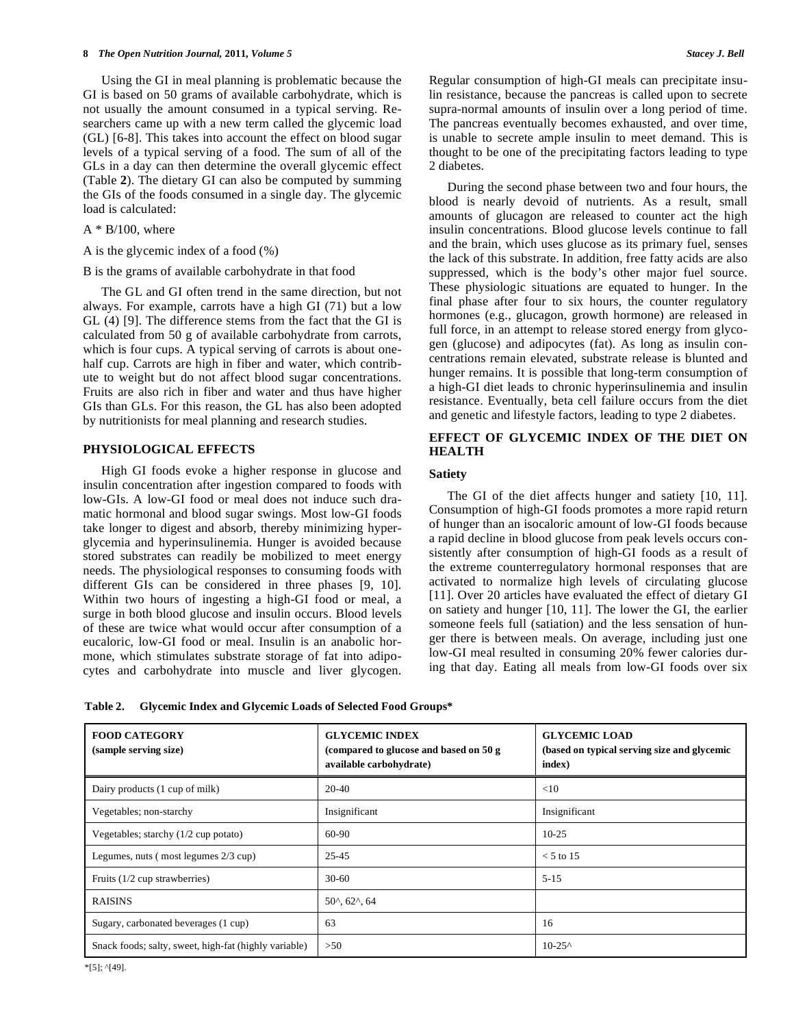Using the GI in meal planning is problematic because the GI is based on 50 grams of available carbohydrate, which is not usually the amount consumed in a typical serving. Researchers came up with a new term called the glycemic load (GL) [6-8]. This takes into account the effect on blood sugar levels of a typical serving of a food. The sum of all of the GLs in a day can then determine the overall glycemic effect (Table **2**). The dietary GI can also be computed by summing the GIs of the foods consumed in a single day. The glycemic load is calculated:

A * B/100, where

A is the glycemic index of a food (%)

B is the grams of available carbohydrate in that food

The GL and GI often trend in the same direction, but not always. For example, carrots have a high GI (71) but a low GL (4) [9]. The difference stems from the fact that the GI is calculated from 50 g of available carbohydrate from carrots, which is four cups. A typical serving of carrots is about one-half cup. Carrots are high in fiber and water, which contribute to weight but do not affect blood sugar concentrations. Fruits are also rich in fiber and water and thus have higher GIs than GLs. For this reason, the GL has also been adopted by nutritionists for meal planning and research studies.

## PHYSIOLOGICAL EFFECTS

High GI foods evoke a higher response in glucose and insulin concentration after ingestion compared to foods with low-GIs. A low-GI food or meal does not induce such dramatic hormonal and blood sugar swings. Most low-GI foods take longer to digest and absorb, thereby minimizing hyperglycemia and hyperinsulinemia. Hunger is avoided because stored substrates can readily be mobilized to meet energy needs. The physiological responses to consuming foods with different GIs can be considered in three phases [9, 10]. Within two hours of ingesting a high-GI food or meal, a surge in both blood glucose and insulin occurs. Blood levels of these are twice what would occur after consumption of a eucaloric, low-GI food or meal. Insulin is an anabolic hormone, which stimulates substrate storage of fat into adipocytes and carbohydrate into muscle and liver glycogen. Regular consumption of high-GI meals can precipitate insulin resistance, because the pancreas is called upon to secrete supra-normal amounts of insulin over a long period of time. The pancreas eventually becomes exhausted, and over time, is unable to secrete ample insulin to meet demand. This is thought to be one of the precipitating factors leading to type 2 diabetes.

During the second phase between two and four hours, the blood is nearly devoid of nutrients. As a result, small amounts of glucagon are released to counter act the high insulin concentrations. Blood glucose levels continue to fall and the brain, which uses glucose as its primary fuel, senses the lack of this substrate. In addition, free fatty acids are also suppressed, which is the body's other major fuel source. These physiologic situations are equated to hunger. In the final phase after four to six hours, the counter regulatory hormones (e.g., glucagon, growth hormone) are released in full force, in an attempt to release stored energy from glycogen (glucose) and adipocytes (fat). As long as insulin concentrations remain elevated, substrate release is blunted and hunger remains. It is possible that long-term consumption of a high-GI diet leads to chronic hyperinsulinemia and insulin resistance. Eventually, beta cell failure occurs from the diet and genetic and lifestyle factors, leading to type 2 diabetes.

## EFFECT OF GLYCEMIC INDEX OF THE DIET ON HEALTH

### Satiety

The GI of the diet affects hunger and satiety [10, 11]. Consumption of high-GI foods promotes a more rapid return of hunger than an isocaloric amount of low-GI foods because a rapid decline in blood glucose from peak levels occurs consistently after consumption of high-GI foods as a result of the extreme counterregulatory hormonal responses that are activated to normalize high levels of circulating glucose [11]. Over 20 articles have evaluated the effect of dietary GI on satiety and hunger [10, 11]. The lower the GI, the earlier someone feels full (satiation) and the less sensation of hunger there is between meals. On average, including just one low-GI meal resulted in consuming 20% fewer calories during that day. Eating all meals from low-GI foods over six

**Table 2. Glycemic Index and Glycemic Loads of Selected Food Groups***

| FOOD CATEGORY (sample serving size) | GLYCEMIC INDEX (compared to glucose and based on 50 g available carbohydrate) | GLYCEMIC LOAD (based on typical serving size and glycemic index) |
|---|---|---|
| Dairy products (1 cup of milk) | 20-40 | <10 |
| Vegetables; non-starchy | Insignificant | Insignificant |
| Vegetables; starchy (1/2 cup potato) | 60-90 | 10-25 |
| Legumes, nuts ( most legumes 2/3 cup) | 25-45 | < 5 to 15 |
| Fruits (1/2 cup strawberries) | 30-60 | 5-15 |
| RAISINS | 50^, 62^, 64 | |
| Sugary, carbonated beverages (1 cup) | 63 | 16 |
| Snack foods; salty, sweet, high-fat (highly variable) | >50 | 10-25^ |

*[5]; ^[49].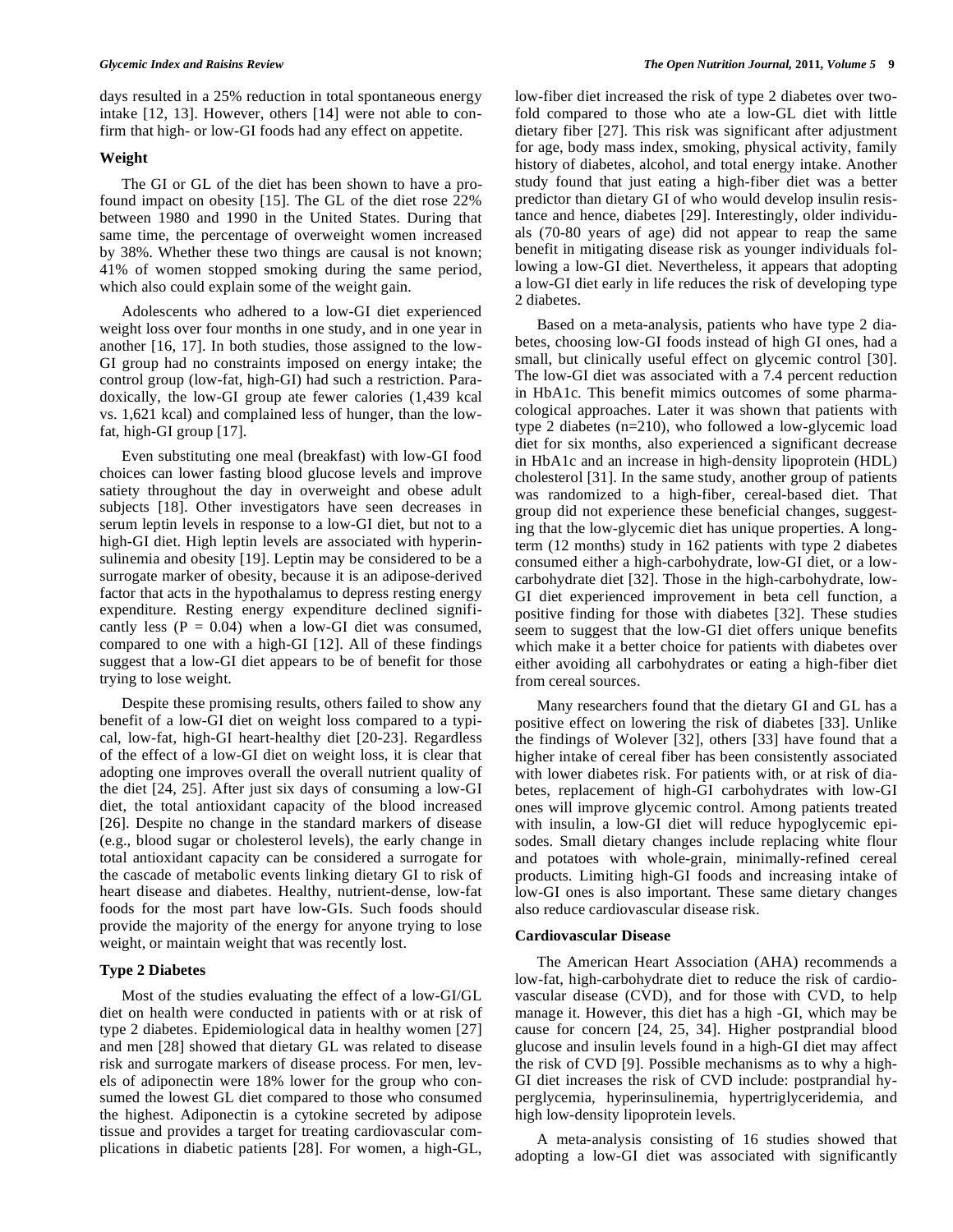days resulted in a 25% reduction in total spontaneous energy intake [12, 13]. However, others [14] were not able to confirm that high- or low-GI foods had any effect on appetite.

### Weight

The GI or GL of the diet has been shown to have a profound impact on obesity [15]. The GL of the diet rose 22% between 1980 and 1990 in the United States. During that same time, the percentage of overweight women increased by 38%. Whether these two things are causal is not known; 41% of women stopped smoking during the same period, which also could explain some of the weight gain.

Adolescents who adhered to a low-GI diet experienced weight loss over four months in one study, and in one year in another [16, 17]. In both studies, those assigned to the low-GI group had no constraints imposed on energy intake; the control group (low-fat, high-GI) had such a restriction. Paradoxically, the low-GI group ate fewer calories (1,439 kcal vs. 1,621 kcal) and complained less of hunger, than the low-fat, high-GI group [17].

Even substituting one meal (breakfast) with low-GI food choices can lower fasting blood glucose levels and improve satiety throughout the day in overweight and obese adult subjects [18]. Other investigators have seen decreases in serum leptin levels in response to a low-GI diet, but not to a high-GI diet. High leptin levels are associated with hyperinsulinemia and obesity [19]. Leptin may be considered to be a surrogate marker of obesity, because it is an adipose-derived factor that acts in the hypothalamus to depress resting energy expenditure. Resting energy expenditure declined significantly less ($P = 0.04$) when a low-GI diet was consumed, compared to one with a high-GI [12]. All of these findings suggest that a low-GI diet appears to be of benefit for those trying to lose weight.

Despite these promising results, others failed to show any benefit of a low-GI diet on weight loss compared to a typical, low-fat, high-GI heart-healthy diet [20-23]. Regardless of the effect of a low-GI diet on weight loss, it is clear that adopting one improves overall the overall nutrient quality of the diet [24, 25]. After just six days of consuming a low-GI diet, the total antioxidant capacity of the blood increased [26]. Despite no change in the standard markers of disease (e.g., blood sugar or cholesterol levels), the early change in total antioxidant capacity can be considered a surrogate for the cascade of metabolic events linking dietary GI to risk of heart disease and diabetes. Healthy, nutrient-dense, low-fat foods for the most part have low-GIs. Such foods should provide the majority of the energy for anyone trying to lose weight, or maintain weight that was recently lost.

### Type 2 Diabetes

Most of the studies evaluating the effect of a low-GI/GL diet on health were conducted in patients with or at risk of type 2 diabetes. Epidemiological data in healthy women [27] and men [28] showed that dietary GL was related to disease risk and surrogate markers of disease process. For men, levels of adiponectin were 18% lower for the group who consumed the lowest GL diet compared to those who consumed the highest. Adiponectin is a cytokine secreted by adipose tissue and provides a target for treating cardiovascular complications in diabetic patients [28]. For women, a high-GL, low-fiber diet increased the risk of type 2 diabetes over two-fold compared to those who ate a low-GL diet with little dietary fiber [27]. This risk was significant after adjustment for age, body mass index, smoking, physical activity, family history of diabetes, alcohol, and total energy intake. Another study found that just eating a high-fiber diet was a better predictor than dietary GI of who would develop insulin resistance and hence, diabetes [29]. Interestingly, older individuals (70-80 years of age) did not appear to reap the same benefit in mitigating disease risk as younger individuals following a low-GI diet. Nevertheless, it appears that adopting a low-GI diet early in life reduces the risk of developing type 2 diabetes.

Based on a meta-analysis, patients who have type 2 diabetes, choosing low-GI foods instead of high GI ones, had a small, but clinically useful effect on glycemic control [30]. The low-GI diet was associated with a 7.4 percent reduction in HbA1c. This benefit mimics outcomes of some pharmacological approaches. Later it was shown that patients with type 2 diabetes (n=210), who followed a low-glycemic load diet for six months, also experienced a significant decrease in HbA1c and an increase in high-density lipoprotein (HDL) cholesterol [31]. In the same study, another group of patients was randomized to a high-fiber, cereal-based diet. That group did not experience these beneficial changes, suggesting that the low-glycemic diet has unique properties. A long-term (12 months) study in 162 patients with type 2 diabetes consumed either a high-carbohydrate, low-GI diet, or a low-carbohydrate diet [32]. Those in the high-carbohydrate, low-GI diet experienced improvement in beta cell function, a positive finding for those with diabetes [32]. These studies seem to suggest that the low-GI diet offers unique benefits which make it a better choice for patients with diabetes over either avoiding all carbohydrates or eating a high-fiber diet from cereal sources.

Many researchers found that the dietary GI and GL has a positive effect on lowering the risk of diabetes [33]. Unlike the findings of Wolever [32], others [33] have found that a higher intake of cereal fiber has been consistently associated with lower diabetes risk. For patients with, or at risk of diabetes, replacement of high-GI carbohydrates with low-GI ones will improve glycemic control. Among patients treated with insulin, a low-GI diet will reduce hypoglycemic episodes. Small dietary changes include replacing white flour and potatoes with whole-grain, minimally-refined cereal products. Limiting high-GI foods and increasing intake of low-GI ones is also important. These same dietary changes also reduce cardiovascular disease risk.

### Cardiovascular Disease

The American Heart Association (AHA) recommends a low-fat, high-carbohydrate diet to reduce the risk of cardiovascular disease (CVD), and for those with CVD, to help manage it. However, this diet has a high -GI, which may be cause for concern [24, 25, 34]. Higher postprandial blood glucose and insulin levels found in a high-GI diet may affect the risk of CVD [9]. Possible mechanisms as to why a high-GI diet increases the risk of CVD include: postprandial hyperglycemia, hyperinsulinemia, hypertriglyceridemia, and high low-density lipoprotein levels.

A meta-analysis consisting of 16 studies showed that adopting a low-GI diet was associated with significantly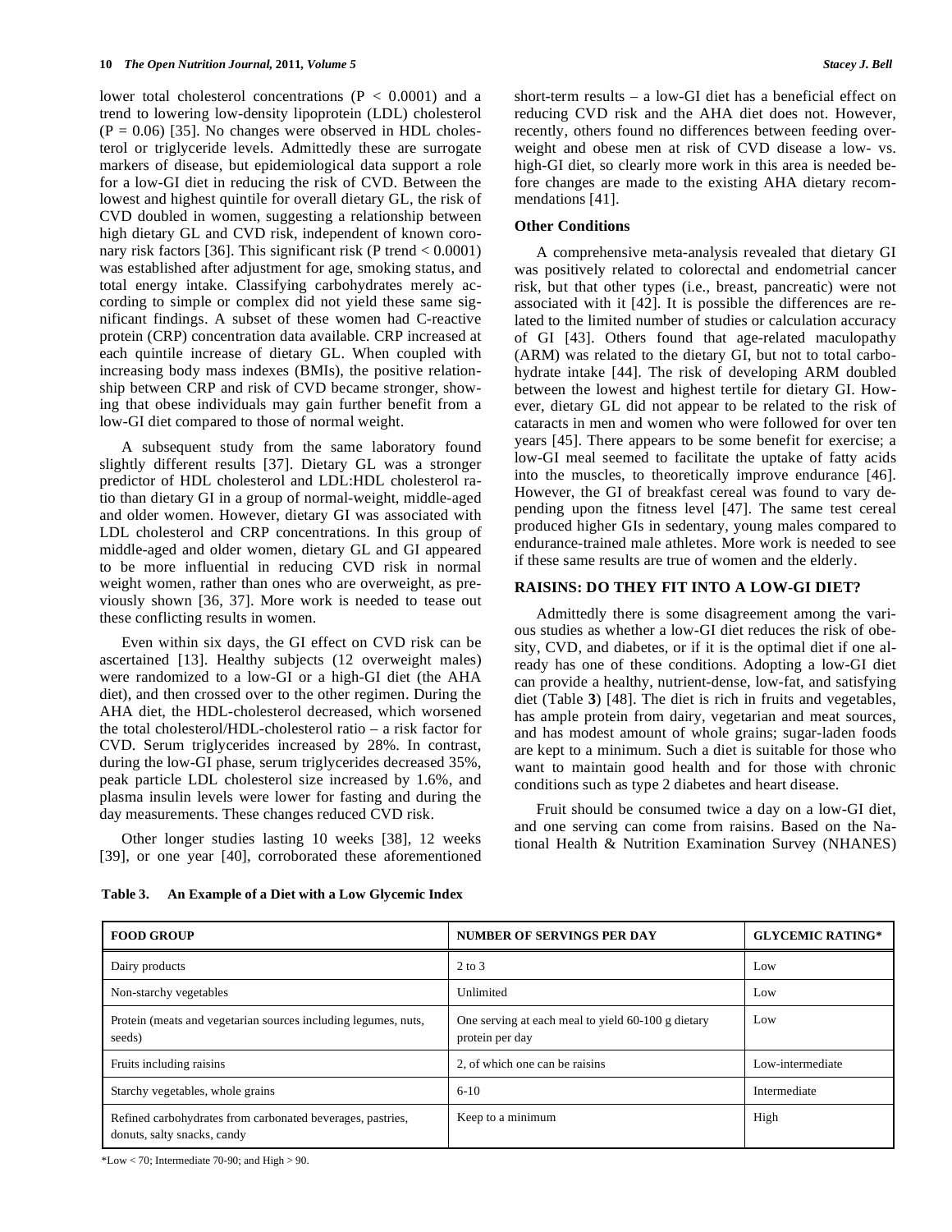lower total cholesterol concentrations ($P < 0.0001$) and a trend to lowering low-density lipoprotein (LDL) cholesterol ($P = 0.06$) [35]. No changes were observed in HDL cholesterol or triglyceride levels. Admittedly these are surrogate markers of disease, but epidemiological data support a role for a low-GI diet in reducing the risk of CVD. Between the lowest and highest quintile for overall dietary GL, the risk of CVD doubled in women, suggesting a relationship between high dietary GL and CVD risk, independent of known coronary risk factors [36]. This significant risk (P trend $< 0.0001$) was established after adjustment for age, smoking status, and total energy intake. Classifying carbohydrates merely according to simple or complex did not yield these same significant findings. A subset of these women had C-reactive protein (CRP) concentration data available. CRP increased at each quintile increase of dietary GL. When coupled with increasing body mass indexes (BMIs), the positive relationship between CRP and risk of CVD became stronger, showing that obese individuals may gain further benefit from a low-GI diet compared to those of normal weight.

A subsequent study from the same laboratory found slightly different results [37]. Dietary GL was a stronger predictor of HDL cholesterol and LDL:HDL cholesterol ratio than dietary GI in a group of normal-weight, middle-aged and older women. However, dietary GI was associated with LDL cholesterol and CRP concentrations. In this group of middle-aged and older women, dietary GL and GI appeared to be more influential in reducing CVD risk in normal weight women, rather than ones who are overweight, as previously shown [36, 37]. More work is needed to tease out these conflicting results in women.

Even within six days, the GI effect on CVD risk can be ascertained [13]. Healthy subjects (12 overweight males) were randomized to a low-GI or a high-GI diet (the AHA diet), and then crossed over to the other regimen. During the AHA diet, the HDL-cholesterol decreased, which worsened the total cholesterol/HDL-cholesterol ratio – a risk factor for CVD. Serum triglycerides increased by 28%. In contrast, during the low-GI phase, serum triglycerides decreased 35%, peak particle LDL cholesterol size increased by 1.6%, and plasma insulin levels were lower for fasting and during the day measurements. These changes reduced CVD risk.

Other longer studies lasting 10 weeks [38], 12 weeks [39], or one year [40], corroborated these aforementioned short-term results – a low-GI diet has a beneficial effect on reducing CVD risk and the AHA diet does not. However, recently, others found no differences between feeding overweight and obese men at risk of CVD disease a low- vs. high-GI diet, so clearly more work in this area is needed before changes are made to the existing AHA dietary recommendations [41].

### Other Conditions

A comprehensive meta-analysis revealed that dietary GI was positively related to colorectal and endometrial cancer risk, but that other types (i.e., breast, pancreatic) were not associated with it [42]. It is possible the differences are related to the limited number of studies or calculation accuracy of GI [43]. Others found that age-related maculopathy (ARM) was related to the dietary GI, but not to total carbohydrate intake [44]. The risk of developing ARM doubled between the lowest and highest tertile for dietary GI. However, dietary GL did not appear to be related to the risk of cataracts in men and women who were followed for over ten years [45]. There appears to be some benefit for exercise; a low-GI meal seemed to facilitate the uptake of fatty acids into the muscles, to theoretically improve endurance [46]. However, the GI of breakfast cereal was found to vary depending upon the fitness level [47]. The same test cereal produced higher GIs in sedentary, young males compared to endurance-trained male athletes. More work is needed to see if these same results are true of women and the elderly.

## RAISINS: DO THEY FIT INTO A LOW-GI DIET?

Admittedly there is some disagreement among the various studies as whether a low-GI diet reduces the risk of obesity, CVD, and diabetes, or if it is the optimal diet if one already has one of these conditions. Adopting a low-GI diet can provide a healthy, nutrient-dense, low-fat, and satisfying diet (Table **3**) [48]. The diet is rich in fruits and vegetables, has ample protein from dairy, vegetarian and meat sources, and has modest amount of whole grains; sugar-laden foods are kept to a minimum. Such a diet is suitable for those who want to maintain good health and for those with chronic conditions such as type 2 diabetes and heart disease.

Fruit should be consumed twice a day on a low-GI diet, and one serving can come from raisins. Based on the National Health & Nutrition Examination Survey (NHANES)

**Table 3. An Example of a Diet with a Low Glycemic Index**

| FOOD GROUP | NUMBER OF SERVINGS PER DAY | GLYCEMIC RATING* |
|---|---|---|
| Dairy products | 2 to 3 | Low |
| Non-starchy vegetables | Unlimited | Low |
| Protein (meats and vegetarian sources including legumes, nuts, seeds) | One serving at each meal to yield 60-100 g dietary protein per day | Low |
| Fruits including raisins | 2, of which one can be raisins | Low-intermediate |
| Starchy vegetables, whole grains | 6-10 | Intermediate |
| Refined carbohydrates from carbonated beverages, pastries, donuts, salty snacks, candy | Keep to a minimum | High |

*Low < 70; Intermediate 70-90; and High > 90.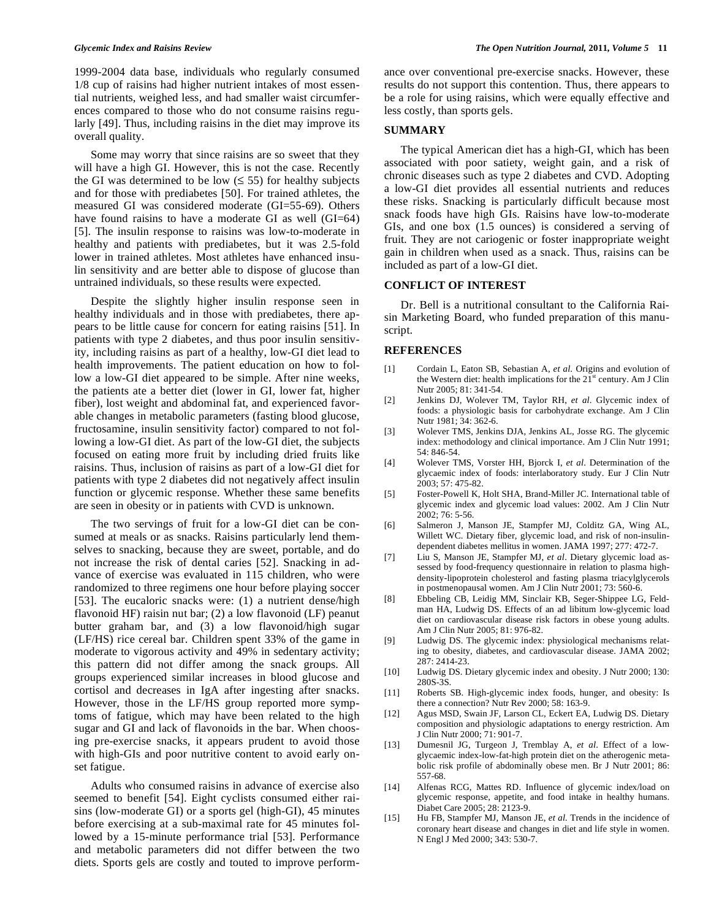1999-2004 data base, individuals who regularly consumed 1/8 cup of raisins had higher nutrient intakes of most essential nutrients, weighed less, and had smaller waist circumferences compared to those who do not consume raisins regularly [49]. Thus, including raisins in the diet may improve its overall quality.

Some may worry that since raisins are so sweet that they will have a high GI. However, this is not the case. Recently the GI was determined to be low (≤ 55) for healthy subjects and for those with prediabetes [50]. For trained athletes, the measured GI was considered moderate (GI=55-69). Others have found raisins to have a moderate GI as well (GI=64) [5]. The insulin response to raisins was low-to-moderate in healthy and patients with prediabetes, but it was 2.5-fold lower in trained athletes. Most athletes have enhanced insulin sensitivity and are better able to dispose of glucose than untrained individuals, so these results were expected.

Despite the slightly higher insulin response seen in healthy individuals and in those with prediabetes, there appears to be little cause for concern for eating raisins [51]. In patients with type 2 diabetes, and thus poor insulin sensitivity, including raisins as part of a healthy, low-GI diet lead to health improvements. The patient education on how to follow a low-GI diet appeared to be simple. After nine weeks, the patients ate a better diet (lower in GI, lower fat, higher fiber), lost weight and abdominal fat, and experienced favorable changes in metabolic parameters (fasting blood glucose, fructosamine, insulin sensitivity factor) compared to not following a low-GI diet. As part of the low-GI diet, the subjects focused on eating more fruit by including dried fruits like raisins. Thus, inclusion of raisins as part of a low-GI diet for patients with type 2 diabetes did not negatively affect insulin function or glycemic response. Whether these same benefits are seen in obesity or in patients with CVD is unknown.

The two servings of fruit for a low-GI diet can be consumed at meals or as snacks. Raisins particularly lend themselves to snacking, because they are sweet, portable, and do not increase the risk of dental caries [52]. Snacking in advance of exercise was evaluated in 115 children, who were randomized to three regimens one hour before playing soccer [53]. The eucaloric snacks were: (1) a nutrient dense/high flavonoid HF) raisin nut bar; (2) a low flavonoid (LF) peanut butter graham bar, and (3) a low flavonoid/high sugar (LF/HS) rice cereal bar. Children spent 33% of the game in moderate to vigorous activity and 49% in sedentary activity; this pattern did not differ among the snack groups. All groups experienced similar increases in blood glucose and cortisol and decreases in IgA after ingesting after snacks. However, those in the LF/HS group reported more symptoms of fatigue, which may have been related to the high sugar and GI and lack of flavonoids in the bar. When choosing pre-exercise snacks, it appears prudent to avoid those with high-GIs and poor nutritive content to avoid early onset fatigue.

Adults who consumed raisins in advance of exercise also seemed to benefit [54]. Eight cyclists consumed either raisins (low-moderate GI) or a sports gel (high-GI), 45 minutes before exercising at a sub-maximal rate for 45 minutes followed by a 15-minute performance trial [53]. Performance and metabolic parameters did not differ between the two diets. Sports gels are costly and touted to improve performance over conventional pre-exercise snacks. However, these results do not support this contention. Thus, there appears to be a role for using raisins, which were equally effective and less costly, than sports gels.

## SUMMARY

The typical American diet has a high-GI, which has been associated with poor satiety, weight gain, and a risk of chronic diseases such as type 2 diabetes and CVD. Adopting a low-GI diet provides all essential nutrients and reduces these risks. Snacking is particularly difficult because most snack foods have high GIs. Raisins have low-to-moderate GIs, and one box (1.5 ounces) is considered a serving of fruit. They are not cariogenic or foster inappropriate weight gain in children when used as a snack. Thus, raisins can be included as part of a low-GI diet.

## CONFLICT OF INTEREST

Dr. Bell is a nutritional consultant to the California Raisin Marketing Board, who funded preparation of this manuscript.

## REFERENCES

[1] Cordain L, Eaton SB, Sebastian A, *et al.* Origins and evolution of the Western diet: health implications for the 21st century. Am J Clin Nutr 2005; 81: 341-54.

[2] Jenkins DJ, Wolever TM, Taylor RH, *et al*. Glycemic index of foods: a physiologic basis for carbohydrate exchange. Am J Clin Nutr 1981; 34: 362-6.

[3] Wolever TMS, Jenkins DJA, Jenkins AL, Josse RG. The glycemic index: methodology and clinical importance. Am J Clin Nutr 1991; 54: 846-54.

[4] Wolever TMS, Vorster HH, Bjorck I, *et al*. Determination of the glycaemic index of foods: interlaboratory study. Eur J Clin Nutr 2003; 57: 475-82.

[5] Foster-Powell K, Holt SHA, Brand-Miller JC. International table of glycemic index and glycemic load values: 2002. Am J Clin Nutr 2002; 76: 5-56.

[6] Salmeron J, Manson JE, Stampfer MJ, Colditz GA, Wing AL, Willett WC. Dietary fiber, glycemic load, and risk of non-insulin-dependent diabetes mellitus in women. JAMA 1997; 277: 472-7.

[7] Liu S, Manson JE, Stampfer MJ, *et al*. Dietary glycemic load assessed by food-frequency questionnaire in relation to plasma high-density-lipoprotein cholesterol and fasting plasma triacylglycerols in postmenopausal women. Am J Clin Nutr 2001; 73: 560-6.

[8] Ebbeling CB, Leidig MM, Sinclair KB, Seger-Shippee LG, Feldman HA, Ludwig DS. Effects of an ad libitum low-glycemic load diet on cardiovascular disease risk factors in obese young adults. Am J Clin Nutr 2005; 81: 976-82.

[9] Ludwig DS. The glycemic index: physiological mechanisms relating to obesity, diabetes, and cardiovascular disease. JAMA 2002; 287: 2414-23.

[10] Ludwig DS. Dietary glycemic index and obesity. J Nutr 2000; 130: 280S-3S.

[11] Roberts SB. High-glycemic index foods, hunger, and obesity: Is there a connection? Nutr Rev 2000; 58: 163-9.

[12] Agus MSD, Swain JF, Larson CL, Eckert EA, Ludwig DS. Dietary composition and physiologic adaptations to energy restriction. Am J Clin Nutr 2000; 71: 901-7.

[13] Dumesnil JG, Turgeon J, Tremblay A, *et al*. Effect of a low-glycaemic index-low-fat-high protein diet on the atherogenic metabolic risk profile of abdominally obese men. Br J Nutr 2001; 86: 557-68.

[14] Alfenas RCG, Mattes RD. Influence of glycemic index/load on glycemic response, appetite, and food intake in healthy humans. Diabet Care 2005; 28: 2123-9.

[15] Hu FB, Stampfer MJ, Manson JE, *et al.* Trends in the incidence of coronary heart disease and changes in diet and life style in women. N Engl J Med 2000; 343: 530-7.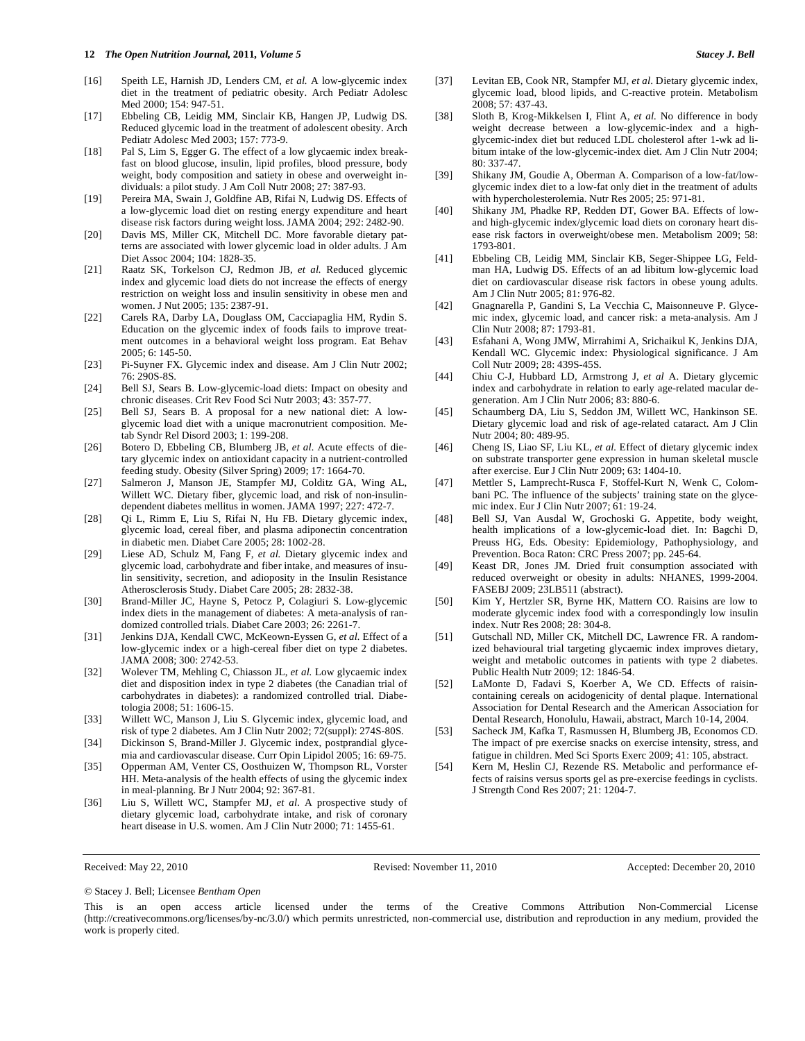[16] Speith LE, Harnish JD, Lenders CM, *et al.* A low-glycemic index diet in the treatment of pediatric obesity. Arch Pediatr Adolesc Med 2000; 154: 947-51.

[17] Ebbeling CB, Leidig MM, Sinclair KB, Hangen JP, Ludwig DS. Reduced glycemic load in the treatment of adolescent obesity. Arch Pediatr Adolesc Med 2003; 157: 773-9.

[18] Pal S, Lim S, Egger G. The effect of a low glycaemic index breakfast on blood glucose, insulin, lipid profiles, blood pressure, body weight, body composition and satiety in obese and overweight individuals: a pilot study. J Am Coll Nutr 2008; 27: 387-93.

[19] Pereira MA, Swain J, Goldfine AB, Rifai N, Ludwig DS. Effects of a low-glycemic load diet on resting energy expenditure and heart disease risk factors during weight loss. JAMA 2004; 292: 2482-90.

[20] Davis MS, Miller CK, Mitchell DC. More favorable dietary patterns are associated with lower glycemic load in older adults. J Am Diet Assoc 2004; 104: 1828-35.

[21] Raatz SK, Torkelson CJ, Redmon JB, *et al.* Reduced glycemic index and glycemic load diets do not increase the effects of energy restriction on weight loss and insulin sensitivity in obese men and women. J Nut 2005; 135: 2387-91.

[22] Carels RA, Darby LA, Douglass OM, Cacciapaglia HM, Rydin S. Education on the glycemic index of foods fails to improve treatment outcomes in a behavioral weight loss program. Eat Behav 2005; 6: 145-50.

[23] Pi-Suyner FX. Glycemic index and disease. Am J Clin Nutr 2002; 76: 290S-8S.

[24] Bell SJ, Sears B. Low-glycemic-load diets: Impact on obesity and chronic diseases. Crit Rev Food Sci Nutr 2003; 43: 357-77.

[25] Bell SJ, Sears B. A proposal for a new national diet: A low-glycemic load diet with a unique macronutrient composition. Metab Syndr Rel Disord 2003; 1: 199-208.

[26] Botero D, Ebbeling CB, Blumberg JB, *et al.* Acute effects of dietary glycemic index on antioxidant capacity in a nutrient-controlled feeding study. Obesity (Silver Spring) 2009; 17: 1664-70.

[27] Salmeron J, Manson JE, Stampfer MJ, Colditz GA, Wing AL, Willett WC. Dietary fiber, glycemic load, and risk of non-insulin-dependent diabetes mellitus in women. JAMA 1997; 227: 472-7.

[28] Qi L, Rimm E, Liu S, Rifai N, Hu FB. Dietary glycemic index, glycemic load, cereal fiber, and plasma adiponectin concentration in diabetic men. Diabet Care 2005; 28: 1002-28.

[29] Liese AD, Schulz M, Fang F, *et al.* Dietary glycemic index and glycemic load, carbohydrate and fiber intake, and measures of insulin sensitivity, secretion, and adioposity in the Insulin Resistance Atherosclerosis Study. Diabet Care 2005; 28: 2832-38.

[30] Brand-Miller JC, Hayne S, Petocz P, Colagiuri S. Low-glycemic index diets in the management of diabetes: A meta-analysis of randomized controlled trials. Diabet Care 2003; 26: 2261-7.

[31] Jenkins DJA, Kendall CWC, McKeown-Eyssen G, *et al.* Effect of a low-glycemic index or a high-cereal fiber diet on type 2 diabetes. JAMA 2008; 300: 2742-53.

[32] Wolever TM, Mehling C, Chiasson JL, *et al.* Low glycaemic index diet and disposition index in type 2 diabetes (the Canadian trial of carbohydrates in diabetes): a randomized controlled trial. Diabetologia 2008; 51: 1606-15.

[33] Willett WC, Manson J, Liu S. Glycemic index, glycemic load, and risk of type 2 diabetes. Am J Clin Nutr 2002; 72(suppl): 274S-80S.

[34] Dickinson S, Brand-Miller J. Glycemic index, postprandial glycemia and cardiovascular disease. Curr Opin Lipidol 2005; 16: 69-75.

[35] Opperman AM, Venter CS, Oosthuizen W, Thompson RL, Vorster HH. Meta-analysis of the health effects of using the glycemic index in meal-planning. Br J Nutr 2004; 92: 367-81.

[36] Liu S, Willett WC, Stampfer MJ, *et al.* A prospective study of dietary glycemic load, carbohydrate intake, and risk of coronary heart disease in U.S. women. Am J Clin Nutr 2000; 71: 1455-61.

[37] Levitan EB, Cook NR, Stampfer MJ, *et al.* Dietary glycemic index, glycemic load, blood lipids, and C-reactive protein. Metabolism 2008; 57: 437-43.

[38] Sloth B, Krog-Mikkelsen I, Flint A, *et al.* No difference in body weight decrease between a low-glycemic-index and a high-glycemic-index diet but reduced LDL cholesterol after 1-wk ad libitum intake of the low-glycemic-index diet. Am J Clin Nutr 2004; 80: 337-47.

[39] Shikany JM, Goudie A, Oberman A. Comparison of a low-fat/low-glycemic index diet to a low-fat only diet in the treatment of adults with hypercholesterolemia. Nutr Res 2005; 25: 971-81.

[40] Shikany JM, Phadke RP, Redden DT, Gower BA. Effects of low- and high-glycemic index/glycemic load diets on coronary heart disease risk factors in overweight/obese men. Metabolism 2009; 58: 1793-801.

[41] Ebbeling CB, Leidig MM, Sinclair KB, Seger-Shippee LG, Feldman HA, Ludwig DS. Effects of an ad libitum low-glycemic load diet on cardiovascular disease risk factors in obese young adults. Am J Clin Nutr 2005; 81: 976-82.

[42] Gnagnarella P, Gandini S, La Vecchia C, Maisonneuve P. Glycemic index, glycemic load, and cancer risk: a meta-analysis. Am J Clin Nutr 2008; 87: 1793-81.

[43] Esfahani A, Wong JMW, Mirrahimi A, Srichaikul K, Jenkins DJA, Kendall WC. Glycemic index: Physiological significance. J Am Coll Nutr 2009; 28: 439S-45S.

[44] Chiu C-J, Hubbard LD, Armstrong J, *et al* A. Dietary glycemic index and carbohydrate in relation to early age-related macular degeneration. Am J Clin Nutr 2006; 83: 880-6.

[45] Schaumberg DA, Liu S, Seddon JM, Willett WC, Hankinson SE. Dietary glycemic load and risk of age-related cataract. Am J Clin Nutr 2004; 80: 489-95.

[46] Cheng IS, Liao SF, Liu KL, *et al.* Effect of dietary glycemic index on substrate transporter gene expression in human skeletal muscle after exercise. Eur J Clin Nutr 2009; 63: 1404-10.

[47] Mettler S, Lamprecht-Rusca F, Stoffel-Kurt N, Wenk C, Colombani PC. The influence of the subjects' training state on the glycemic index. Eur J Clin Nutr 2007; 61: 19-24.

[48] Bell SJ, Van Ausdal W, Grochoski G. Appetite, body weight, health implications of a low-glycemic-load diet. In: Bagchi D, Preuss HG, Eds. Obesity: Epidemiology, Pathophysiology, and Prevention. Boca Raton: CRC Press 2007; pp. 245-64.

[49] Keast DR, Jones JM. Dried fruit consumption associated with reduced overweight or obesity in adults: NHANES, 1999-2004. FASEBJ 2009; 23LB511 (abstract).

[50] Kim Y, Hertzler SR, Byrne HK, Mattern CO. Raisins are low to moderate glycemic index food with a correspondingly low insulin index. Nutr Res 2008; 28: 304-8.

[51] Gutschall ND, Miller CK, Mitchell DC, Lawrence FR. A randomized behavioural trial targeting glycaemic index improves dietary, weight and metabolic outcomes in patients with type 2 diabetes. Public Health Nutr 2009; 12: 1846-54.

[52] LaMonte D, Fadavi S, Koerber A, We CD. Effects of raisin-containing cereals on acidogenicity of dental plaque. International Association for Dental Research and the American Association for Dental Research, Honolulu, Hawaii, abstract, March 10-14, 2004.

[53] Sacheck JM, Kafka T, Rasmussen H, Blumberg JB, Economos CD. The impact of pre exercise snacks on exercise intensity, stress, and fatigue in children. Med Sci Sports Exerc 2009; 41: 105, abstract.

[54] Kern M, Heslin CJ, Rezende RS. Metabolic and performance effects of raisins versus sports gel as pre-exercise feedings in cyclists. J Strength Cond Res 2007; 21: 1204-7.

Received: May 22, 2010 Revised: November 11, 2010 Accepted: December 20, 2010

© Stacey J. Bell; Licensee *Bentham Open*

This is an open access article licensed under the terms of the Creative Commons Attribution Non-Commercial License (http://creativecommons.org/licenses/by-nc/3.0/) which permits unrestricted, non-commercial use, distribution and reproduction in any medium, provided the work is properly cited.